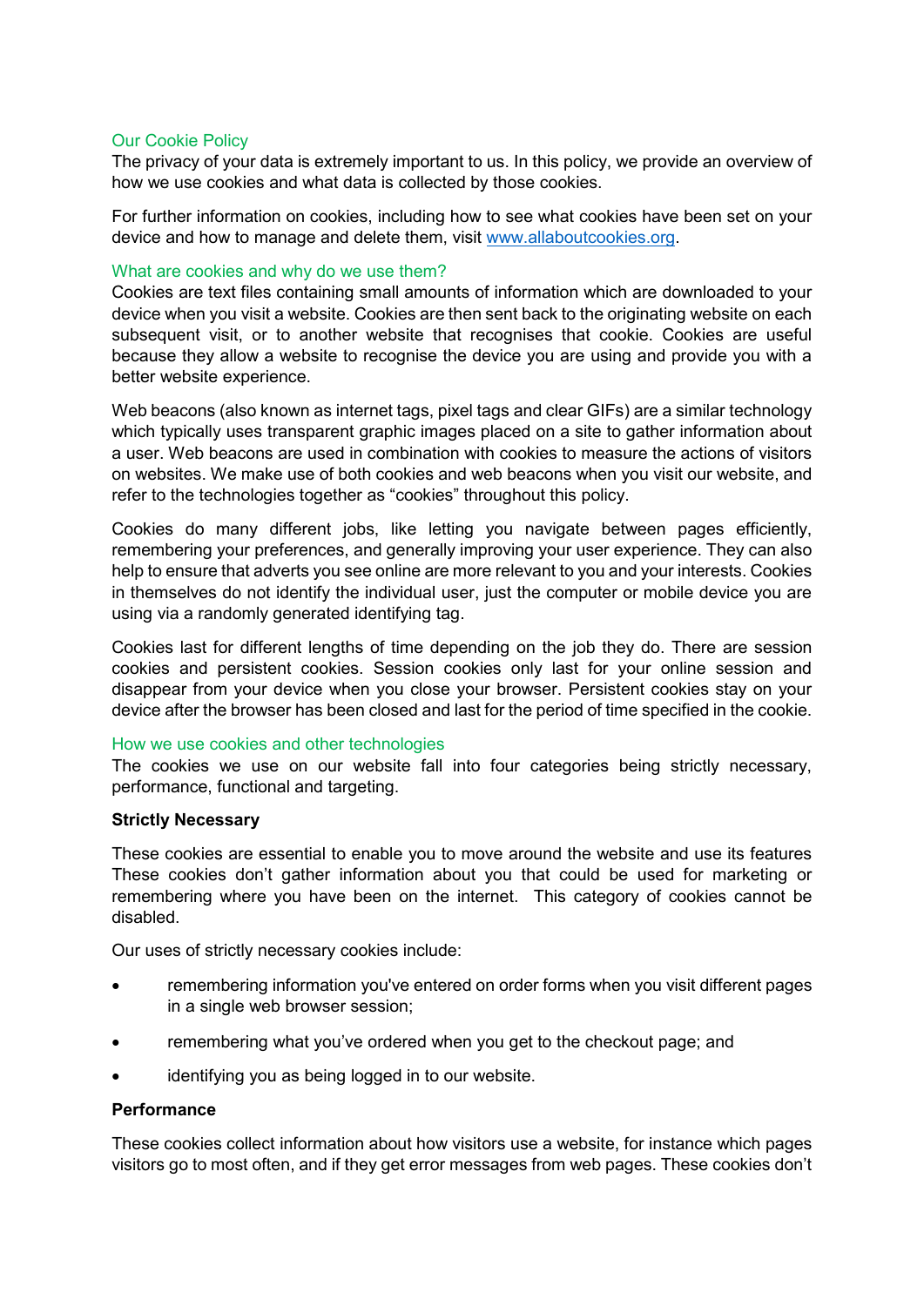## Our Cookie Policy

The privacy of your data is extremely important to us. In this policy, we provide an overview of how we use cookies and what data is collected by those cookies.

For further information on cookies, including how to see what cookies have been set on your device and how to manage and delete them, visit [www.allaboutcookies.org](www.allaboutcookies.org).

## What are cookies and why do we use them?

Cookies are text files containing small amounts of information which are downloaded to your device when you visit a website. Cookies are then sent back to the originating website on each subsequent visit, or to another website that recognises that cookie. Cookies are useful because they allow a website to recognise the device you are using and provide you with a better website experience.

Web beacons (also known as internet tags, pixel tags and clear GIFs) are a similar technology which typically uses transparent graphic images placed on a site to gather information about a user. Web beacons are used in combination with cookies to measure the actions of visitors on websites. We make use of both cookies and web beacons when you visit our website, and refer to the technologies together as "cookies" throughout this policy.

Cookies do many different jobs, like letting you navigate between pages efficiently, remembering your preferences, and generally improving your user experience. They can also help to ensure that adverts you see online are more relevant to you and your interests. Cookies in themselves do not identify the individual user, just the computer or mobile device you are using via a randomly generated identifying tag.

Cookies last for different lengths of time depending on the job they do. There are session cookies and persistent cookies. Session cookies only last for your online session and disappear from your device when you close your browser. Persistent cookies stay on your device after the browser has been closed and last for the period of time specified in the cookie.

## How we use cookies and other technologies

The cookies we use on our website fall into four categories being strictly necessary, performance, functional and targeting.

### Strictly Necessary

These cookies are essential to enable you to move around the website and use its features These cookies don't gather information about you that could be used for marketing or remembering where you have been on the internet. This category of cookies cannot be disabled.

Our uses of strictly necessary cookies include:

- remembering information you've entered on order forms when you visit different pages in a single web browser session;
- remembering what you've ordered when you get to the checkout page; and
- identifying you as being logged in to our website.

### Performance

These cookies collect information about how visitors use a website, for instance which pages visitors go to most often, and if they get error messages from web pages. These cookies don't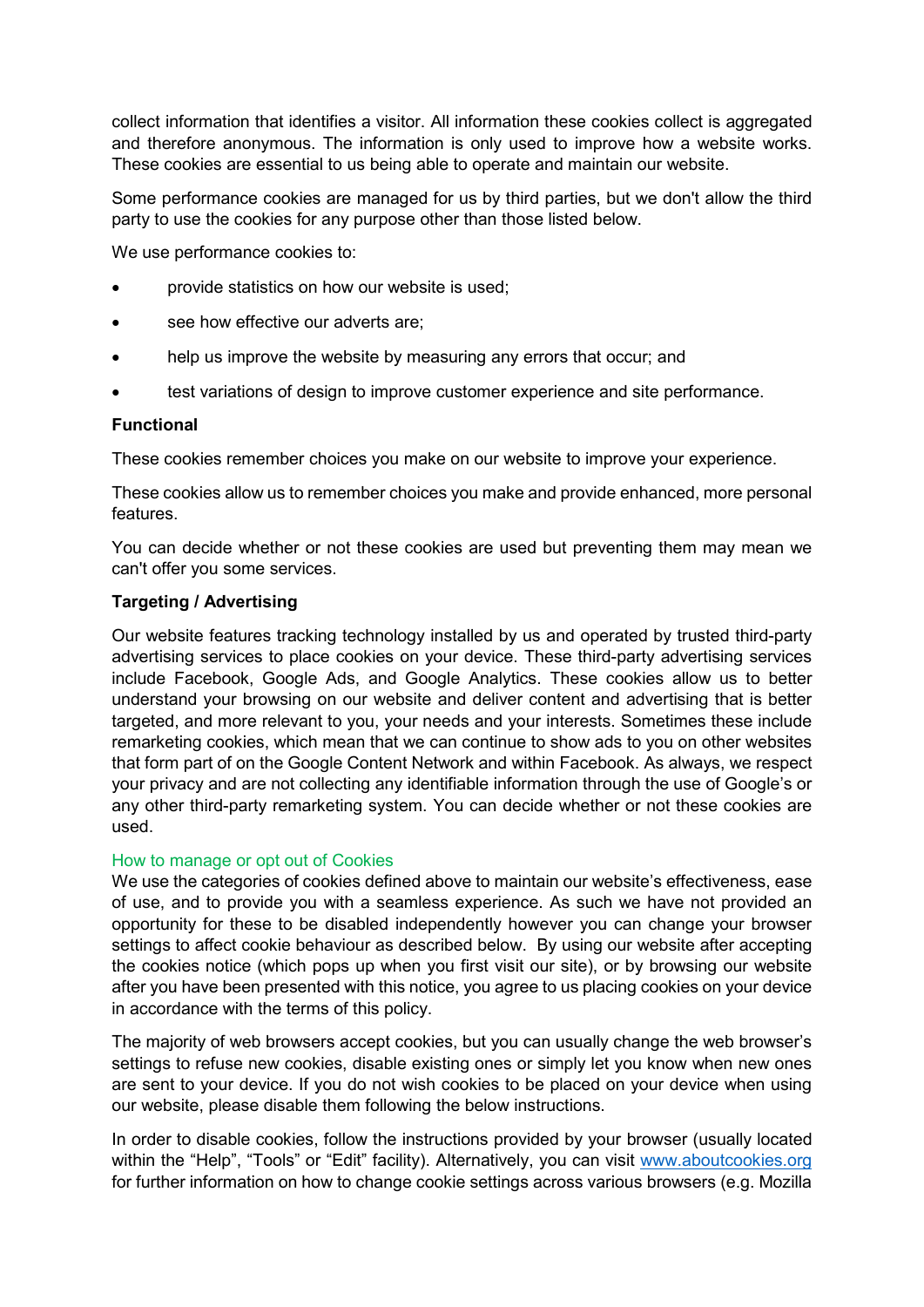collect information that identifies a visitor. All information these cookies collect is aggregated and therefore anonymous. The information is only used to improve how a website works. These cookies are essential to us being able to operate and maintain our website.

Some performance cookies are managed for us by third parties, but we don't allow the third party to use the cookies for any purpose other than those listed below.

We use performance cookies to:

- provide statistics on how our website is used;
- see how effective our adverts are;
- help us improve the website by measuring any errors that occur; and
- test variations of design to improve customer experience and site performance.

**Functional**

These cookies remember choices you make on our website to improve your experience.

These cookies allow us to remember choices you make and provide enhanced, more personal features.

You can decide whether or not these cookies are used but preventing them may mean we can't offer you some services.

**Targeting / Advertising**

Our website features tracking technology installed by us and operated by trusted third-party advertising services to place cookies on your device. These third-party advertising services include Facebook, Google Ads, and Google Analytics. These cookies allow us to better understand your browsing on our website and deliver content and advertising that is better targeted, and more relevant to you, your needs and your interests. Sometimes these include remarketing cookies, which mean that we can continue to show ads to you on other websites that form part of on the Google Content Network and within Facebook. As always, we respect your privacy and are not collecting any identifiable information through the use of Google's or any other third-party remarketing system. You can decide whether or not these cookies are used.

## How to manage or opt out of Cookies

We use the categories of cookies defined above to maintain our website's effectiveness, ease of use, and to provide you with a seamless experience. As such we have not provided an opportunity for these to be disabled independently however you can change your browser settings to affect cookie behaviour as described below. By using our website after accepting the cookies notice (which pops up when you first visit our site), or by browsing our website after you have been presented with this notice, you agree to us placing cookies on your device in accordance with the terms of this policy.

The majority of web browsers accept cookies, but you can usually change the web browser's settings to refuse new cookies, disable existing ones or simply let you know when new ones are sent to your device. If you do not wish cookies to be placed on your device when using our website, please disable them following the below instructions.

In order to disable cookies, follow the instructions provided by your browser (usually located within the "Help", "Tools" or "Edit" facility). Alternatively, you can visit [www.aboutcookies.org](http://www.aboutcookies.org) for further information on how to change cookie settings across various browsers (e.g. Mozilla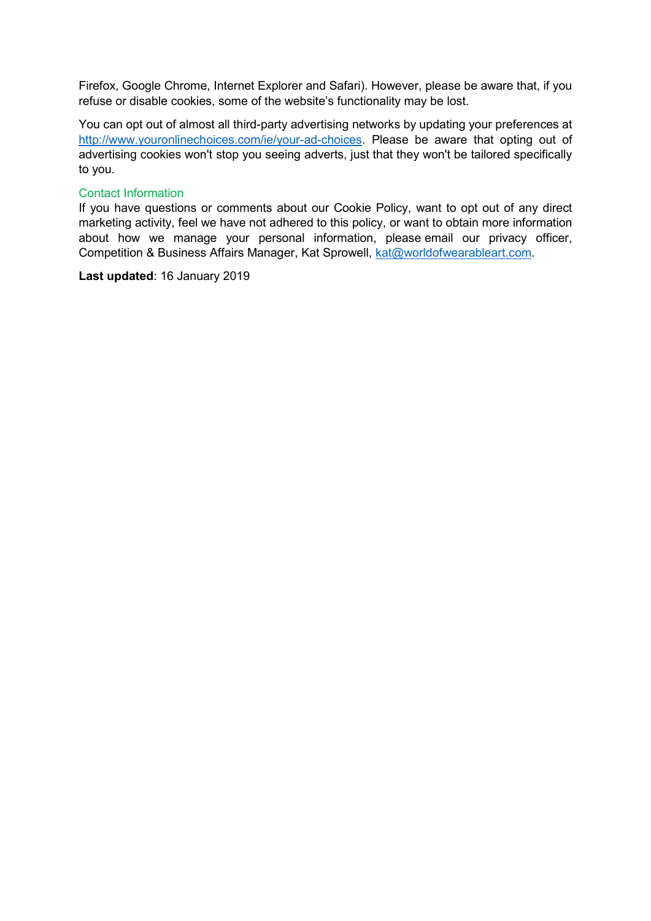Firefox, Google Chrome, Internet Explorer and Safari). However, please be aware that, if you refuse or disable cookies, some of the website's functionality may be lost.

You can opt out of almost all third-party advertising networks by updating your preferences at http://www.youronlinechoices.com/ie/your-ad-choices. Please be aware that opting out of advertising cookies won't stop you seeing adverts, just that they won't be tailored specifically to you.

## Contact Information

If you have questions or comments about our Cookie Policy, want to opt out of any direct marketing activity, feel we have not adhered to this policy, or want to obtain more information about how we manage your personal information, please email our privacy officer, Competition & Business Affairs Manager, Kat Sprowell, kat@worldofwearableart.com.

**Last updated**: 16 January 2019